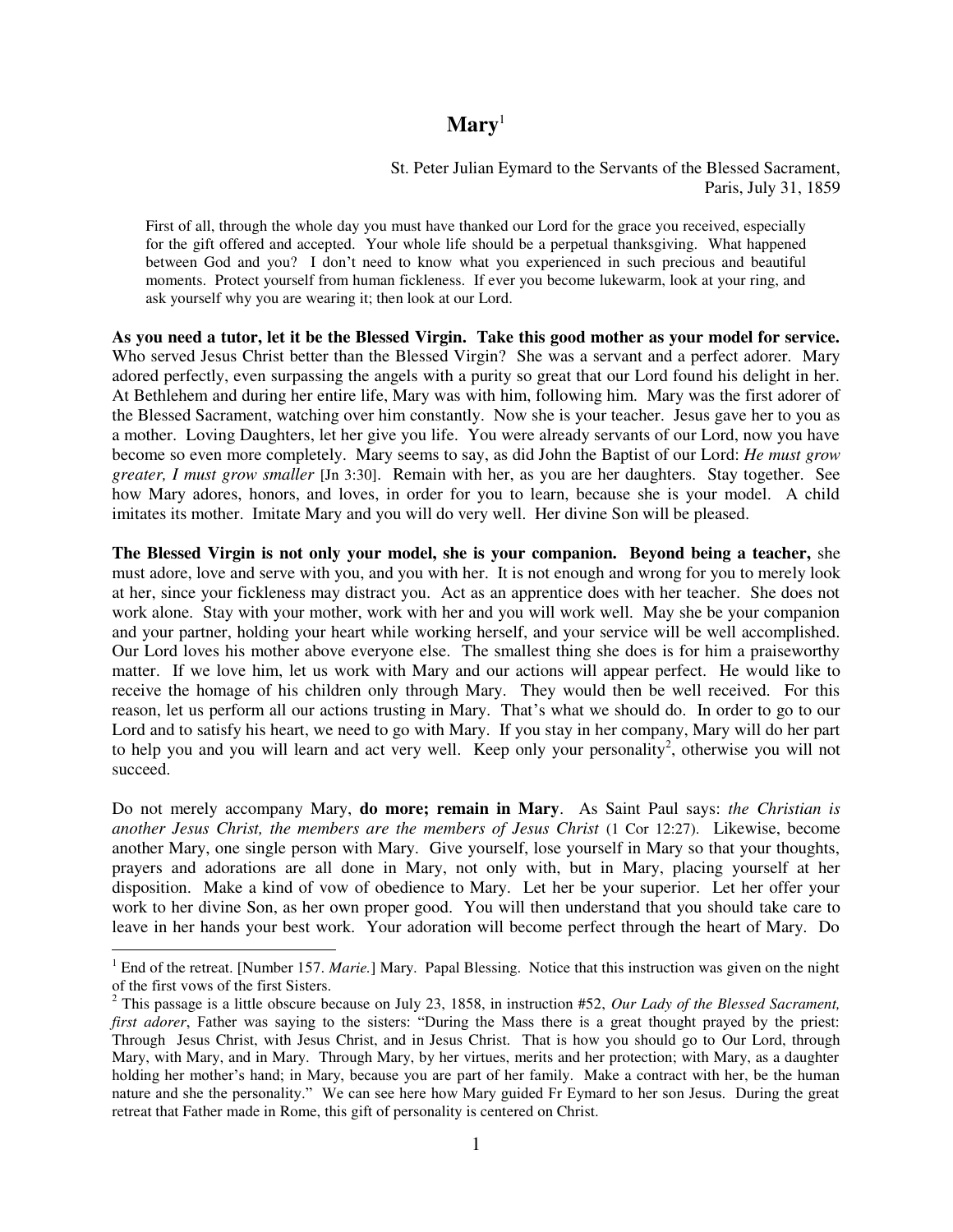# Mary[1]

St. Peter Julian Eymard to the Servants of the Blessed Sacrament,
Paris, July 31, 1859

> First of all, through the whole day you must have thanked our Lord for the grace you received, especially for the gift offered and accepted. Your whole life should be a perpetual thanksgiving. What happened between God and you? I don't need to know what you experienced in such precious and beautiful moments. Protect yourself from human fickleness. If ever you become lukewarm, look at your ring, and ask yourself why you are wearing it; then look at our Lord.

**As you need a tutor, let it be the Blessed Virgin. Take this good mother as your model for service.** Who served Jesus Christ better than the Blessed Virgin? She was a servant and a perfect adorer. Mary adored perfectly, even surpassing the angels with a purity so great that our Lord found his delight in her. At Bethlehem and during her entire life, Mary was with him, following him. Mary was the first adorer of the Blessed Sacrament, watching over him constantly. Now she is your teacher. Jesus gave her to you as a mother. Loving Daughters, let her give you life. You were already servants of our Lord, now you have become so even more completely. Mary seems to say, as did John the Baptist of our Lord: *He must grow greater, I must grow smaller* [Jn 3:30]. Remain with her, as you are her daughters. Stay together. See how Mary adores, honors, and loves, in order for you to learn, because she is your model. A child imitates its mother. Imitate Mary and you will do very well. Her divine Son will be pleased.

**The Blessed Virgin is not only your model, she is your companion. Beyond being a teacher,** she must adore, love and serve with you, and you with her. It is not enough and wrong for you to merely look at her, since your fickleness may distract you. Act as an apprentice does with her teacher. She does not work alone. Stay with your mother, work with her and you will work well. May she be your companion and your partner, holding your heart while working herself, and your service will be well accomplished. Our Lord loves his mother above everyone else. The smallest thing she does is for him a praiseworthy matter. If we love him, let us work with Mary and our actions will appear perfect. He would like to receive the homage of his children only through Mary. They would then be well received. For this reason, let us perform all our actions trusting in Mary. That's what we should do. In order to go to our Lord and to satisfy his heart, we need to go with Mary. If you stay in her company, Mary will do her part to help you and you will learn and act very well. Keep only your personality[2], otherwise you will not succeed.

Do not merely accompany Mary, **do more; remain in Mary**. As Saint Paul says: *the Christian is another Jesus Christ, the members are the members of Jesus Christ* (1 Cor 12:27). Likewise, become another Mary, one single person with Mary. Give yourself, lose yourself in Mary so that your thoughts, prayers and adorations are all done in Mary, not only with, but in Mary, placing yourself at her disposition. Make a kind of vow of obedience to Mary. Let her be your superior. Let her offer your work to her divine Son, as her own proper good. You will then understand that you should take care to leave in her hands your best work. Your adoration will become perfect through the heart of Mary. Do

---

[1] End of the retreat. [Number 157. *Marie.*] Mary. Papal Blessing. Notice that this instruction was given on the night of the first vows of the first Sisters.

[2] This passage is a little obscure because on July 23, 1858, in instruction #52, *Our Lady of the Blessed Sacrament, first adorer*, Father was saying to the sisters: "During the Mass there is a great thought prayed by the priest: Through Jesus Christ, with Jesus Christ, and in Jesus Christ. That is how you should go to Our Lord, through Mary, with Mary, and in Mary. Through Mary, by her virtues, merits and her protection; with Mary, as a daughter holding her mother's hand; in Mary, because you are part of her family. Make a contract with her, be the human nature and she the personality." We can see here how Mary guided Fr Eymard to her son Jesus. During the great retreat that Father made in Rome, this gift of personality is centered on Christ.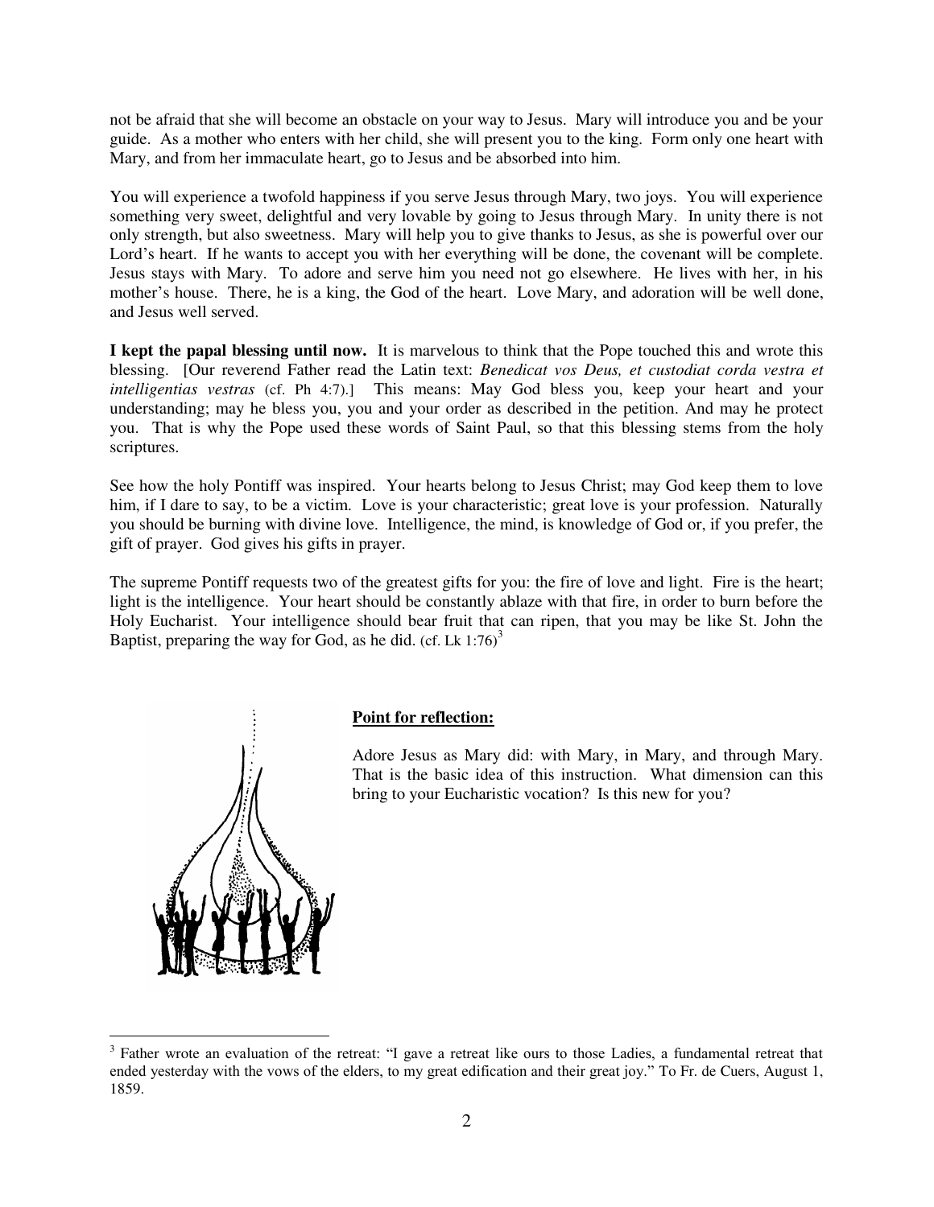not be afraid that she will become an obstacle on your way to Jesus. Mary will introduce you and be your guide. As a mother who enters with her child, she will present you to the king. Form only one heart with Mary, and from her immaculate heart, go to Jesus and be absorbed into him.

You will experience a twofold happiness if you serve Jesus through Mary, two joys. You will experience something very sweet, delightful and very lovable by going to Jesus through Mary. In unity there is not only strength, but also sweetness. Mary will help you to give thanks to Jesus, as she is powerful over our Lord's heart. If he wants to accept you with her everything will be done, the covenant will be complete. Jesus stays with Mary. To adore and serve him you need not go elsewhere. He lives with her, in his mother's house. There, he is a king, the God of the heart. Love Mary, and adoration will be well done, and Jesus well served.

**I kept the papal blessing until now.** It is marvelous to think that the Pope touched this and wrote this blessing. [Our reverend Father read the Latin text: *Benedicat vos Deus, et custodiat corda vestra et intelligentias vestras* (cf. Ph 4:7).] This means: May God bless you, keep your heart and your understanding; may he bless you, you and your order as described in the petition. And may he protect you. That is why the Pope used these words of Saint Paul, so that this blessing stems from the holy scriptures.

See how the holy Pontiff was inspired. Your hearts belong to Jesus Christ; may God keep them to love him, if I dare to say, to be a victim. Love is your characteristic; great love is your profession. Naturally you should be burning with divine love. Intelligence, the mind, is knowledge of God or, if you prefer, the gift of prayer. God gives his gifts in prayer.

The supreme Pontiff requests two of the greatest gifts for you: the fire of love and light. Fire is the heart; light is the intelligence. Your heart should be constantly ablaze with that fire, in order to burn before the Holy Eucharist. Your intelligence should bear fruit that can ripen, that you may be like St. John the Baptist, preparing the way for God, as he did. (cf. Lk 1:76)[3]

**Point for reflection:**

Adore Jesus as Mary did: with Mary, in Mary, and through Mary. That is the basic idea of this instruction. What dimension can this bring to your Eucharistic vocation? Is this new for you?

---

[3] Father wrote an evaluation of the retreat: "I gave a retreat like ours to those Ladies, a fundamental retreat that ended yesterday with the vows of the elders, to my great edification and their great joy." To Fr. de Cuers, August 1, 1859.